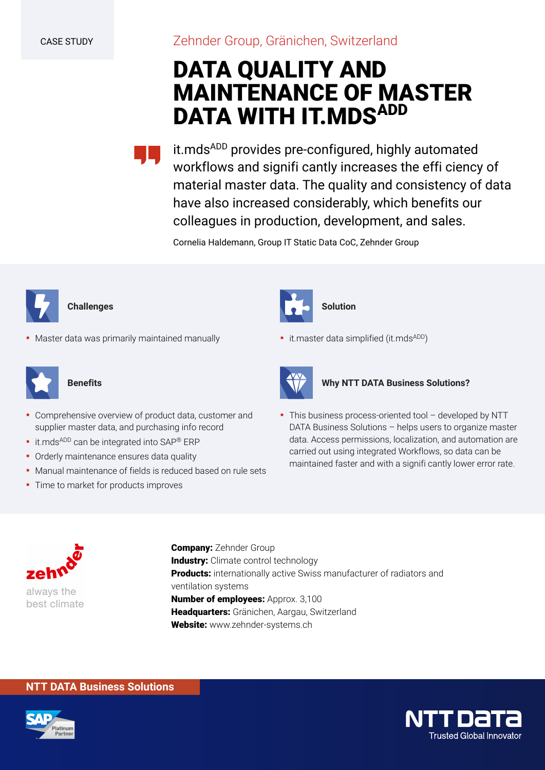CASE STUDY

Zehnder Group, Gränichen, Switzerland

# DATA QUALITY AND MAINTENANCE OF MASTER DATA WITH IT.MDS[ADD]

> it.mds[ADD] provides pre-configured, highly automated workflows and signifi cantly increases the effi ciency of material master data. The quality and consistency of data have also increased considerably, which benefits our colleagues in production, development, and sales.

Cornelia Haldemann, Group IT Static Data CoC, Zehnder Group

### Challenges

- Master data was primarily maintained manually

### Solution

- it.master data simplified (it.mds[ADD])

### Benefits

- Comprehensive overview of product data, customer and supplier master data, and purchasing info record
- it.mds[ADD] can be integrated into SAP® ERP
- Orderly maintenance ensures data quality
- Manual maintenance of fields is reduced based on rule sets
- Time to market for products improves

### Why NTT DATA Business Solutions?

- This business process-oriented tool – developed by NTT DATA Business Solutions – helps users to organize master data. Access permissions, localization, and automation are carried out using integrated Workflows, so data can be maintained faster and with a signifi cantly lower error rate.

zehnder
always the best climate

**Company:** Zehnder Group
**Industry:** Climate control technology
**Products:** internationally active Swiss manufacturer of radiators and ventilation systems
**Number of employees:** Approx. 3,100
**Headquarters:** Gränichen, Aargau, Switzerland
**Website:** www.zehnder-systems.ch

**NTT DATA Business Solutions**

SAP Platinum Partner

NTT DATA Trusted Global Innovator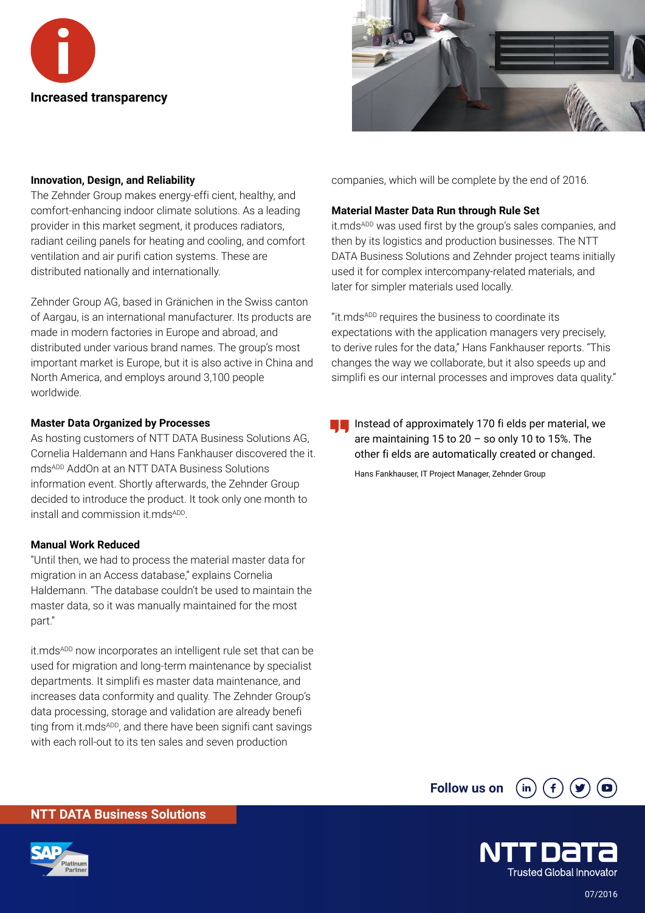**Increased transparency**

### Innovation, Design, and Reliability

The Zehnder Group makes energy-effi cient, healthy, and comfort-enhancing indoor climate solutions. As a leading provider in this market segment, it produces radiators, radiant ceiling panels for heating and cooling, and comfort ventilation and air purifi cation systems. These are distributed nationally and internationally.

Zehnder Group AG, based in Gränichen in the Swiss canton of Aargau, is an international manufacturer. Its products are made in modern factories in Europe and abroad, and distributed under various brand names. The group's most important market is Europe, but it is also active in China and North America, and employs around 3,100 people worldwide.

### Master Data Organized by Processes

As hosting customers of NTT DATA Business Solutions AG, Cornelia Haldemann and Hans Fankhauser discovered the it.mds[ADD] AddOn at an NTT DATA Business Solutions information event. Shortly afterwards, the Zehnder Group decided to introduce the product. It took only one month to install and commission it.mds[ADD].

### Manual Work Reduced

"Until then, we had to process the material master data for migration in an Access database," explains Cornelia Haldemann. "The database couldn't be used to maintain the master data, so it was manually maintained for the most part."

it.mds[ADD] now incorporates an intelligent rule set that can be used for migration and long-term maintenance by specialist departments. It simplifi es master data maintenance, and increases data conformity and quality. The Zehnder Group's data processing, storage and validation are already benefi ting from it.mds[ADD], and there have been signifi cant savings with each roll-out to its ten sales and seven production companies, which will be complete by the end of 2016.

### Material Master Data Run through Rule Set

it.mds[ADD] was used first by the group's sales companies, and then by its logistics and production businesses. The NTT DATA Business Solutions and Zehnder project teams initially used it for complex intercompany-related materials, and later for simpler materials used locally.

"it.mds[ADD] requires the business to coordinate its expectations with the application managers very precisely, to derive rules for the data," Hans Fankhauser reports. "This changes the way we collaborate, but it also speeds up and simplifi es our internal processes and improves data quality."

> Instead of approximately 170 fi elds per material, we are maintaining 15 to 20 – so only 10 to 15%. The other fi elds are automatically created or changed.
>
> Hans Fankhauser, IT Project Manager, Zehnder Group

Follow us on

**NTT DATA Business Solutions**

SAP Platinum Partner

NTT DATA Trusted Global Innovator

07/2016